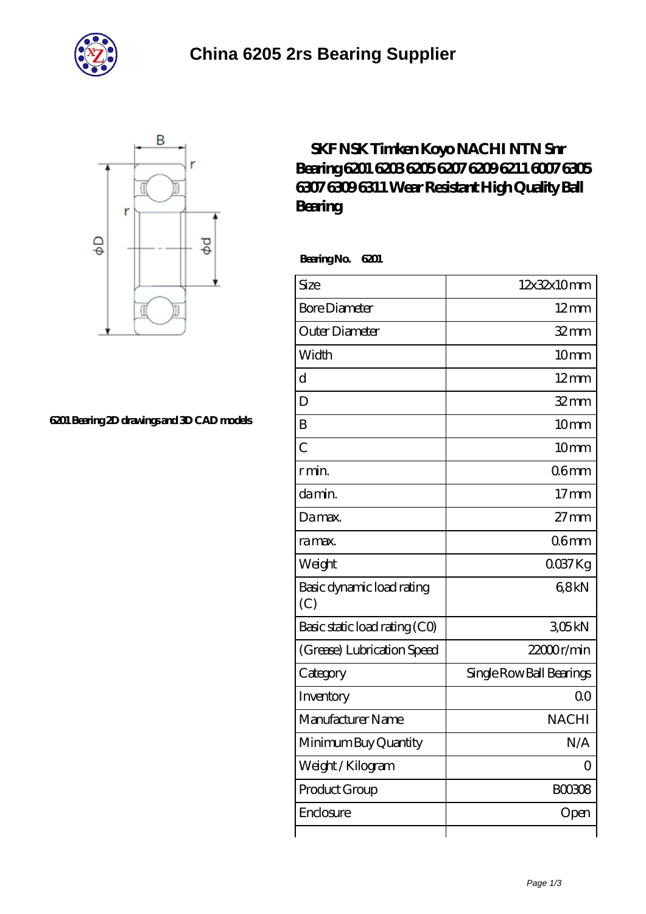# China 6205 2rs Bearing Supplier

6201 Bearing 2D drawings and 3D CAD models

## SKF NSK Timken Koyo NACHI NTN Snr Bearing 6201 6203 6205 6207 6209 6211 6007 6305 6307 6309 6311 Wear Resistant High Quality Ball Bearing

**Bearing No. 6201**

| Size | 12x32x10 mm |
|---|---|
| Bore Diameter | 12 mm |
| Outer Diameter | 32 mm |
| Width | 10 mm |
| d | 12 mm |
| D | 32 mm |
| B | 10 mm |
| C | 10 mm |
| r min. | 0.6 mm |
| da min. | 17 mm |
| Da max. | 27 mm |
| ra max. | 0.6 mm |
| Weight | 0.037 Kg |
| Basic dynamic load rating (C) | 6,8 kN |
| Basic static load rating (C0) | 3,05 kN |
| (Grease) Lubrication Speed | 22000 r/min |
| Category | Single Row Ball Bearings |
| Inventory | 0.0 |
| Manufacturer Name | NACHI |
| Minimum Buy Quantity | N/A |
| Weight / Kilogram | 0 |
| Product Group | B00308 |
| Enclosure | Open |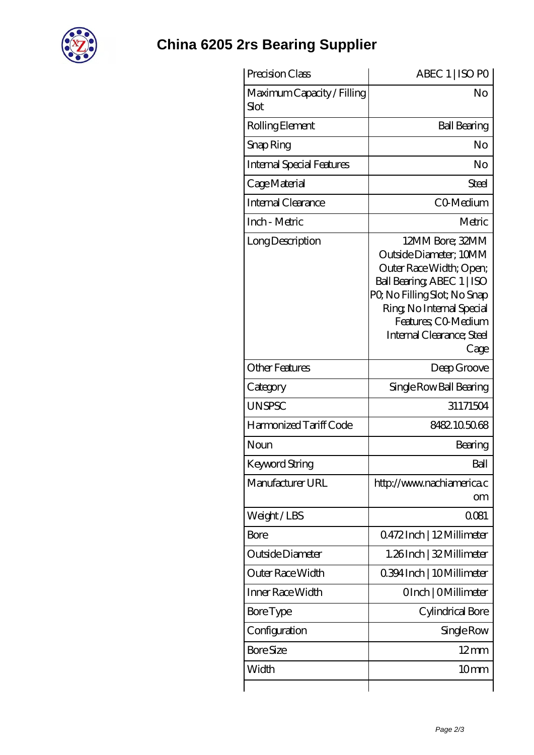# China 6205 2rs Bearing Supplier

| Precision Class | ABEC 1 \| ISO P0 |
| --- | --- |
| Maximum Capacity / Filling Slot | No |
| Rolling Element | Ball Bearing |
| Snap Ring | No |
| Internal Special Features | No |
| Cage Material | Steel |
| Internal Clearance | C0-Medium |
| Inch - Metric | Metric |
| Long Description | 12MM Bore; 32MM Outside Diameter; 10MM Outer Race Width; Open; Ball Bearing; ABEC 1 \| ISO P0; No Filling Slot; No Snap Ring; No Internal Special Features; C0-Medium Internal Clearance; Steel Cage |
| Other Features | Deep Groove |
| Category | Single Row Ball Bearing |
| UNSPSC | 31171504 |
| Harmonized Tariff Code | 8482.10.50.68 |
| Noun | Bearing |
| Keyword String | Ball |
| Manufacturer URL | http://www.nachiamerica.com |
| Weight / LBS | 0.081 |
| Bore | 0.472 Inch \| 12 Millimeter |
| Outside Diameter | 1.26 Inch \| 32 Millimeter |
| Outer Race Width | 0.394 Inch \| 10 Millimeter |
| Inner Race Width | 0 Inch \| 0 Millimeter |
| Bore Type | Cylindrical Bore |
| Configuration | Single Row |
| Bore Size | 12 mm |
| Width | 10 mm |
| | |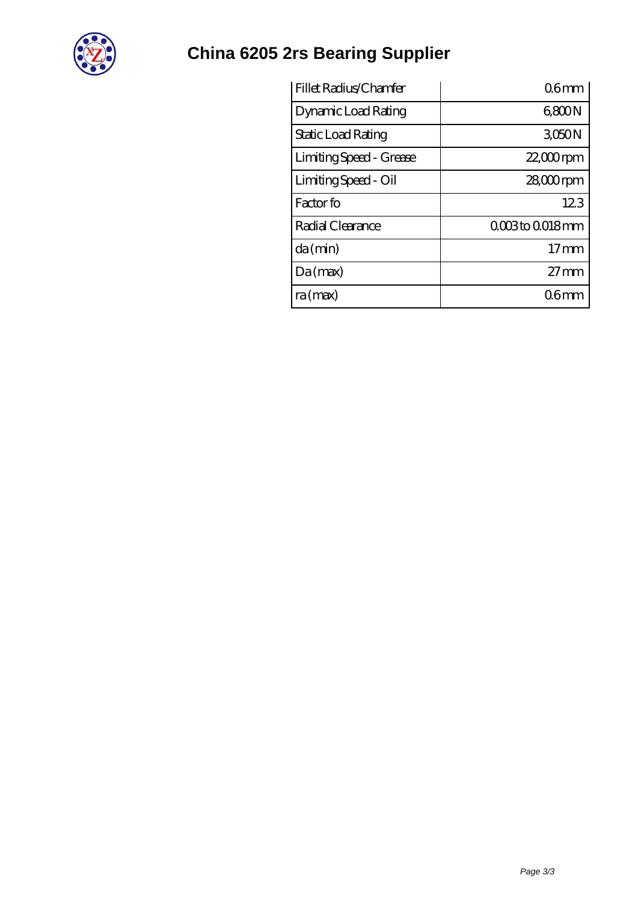# China 6205 2rs Bearing Supplier

| | |
|---|---|
| Fillet Radius/Chamfer | 0.6 mm |
| Dynamic Load Rating | 6,800 N |
| Static Load Rating | 3,050 N |
| Limiting Speed - Grease | 22,000 rpm |
| Limiting Speed - Oil | 28,000 rpm |
| Factor fo | 12.3 |
| Radial Clearance | 0.003 to 0.018 mm |
| da (min) | 17 mm |
| Da (max) | 27 mm |
| ra (max) | 0.6 mm |